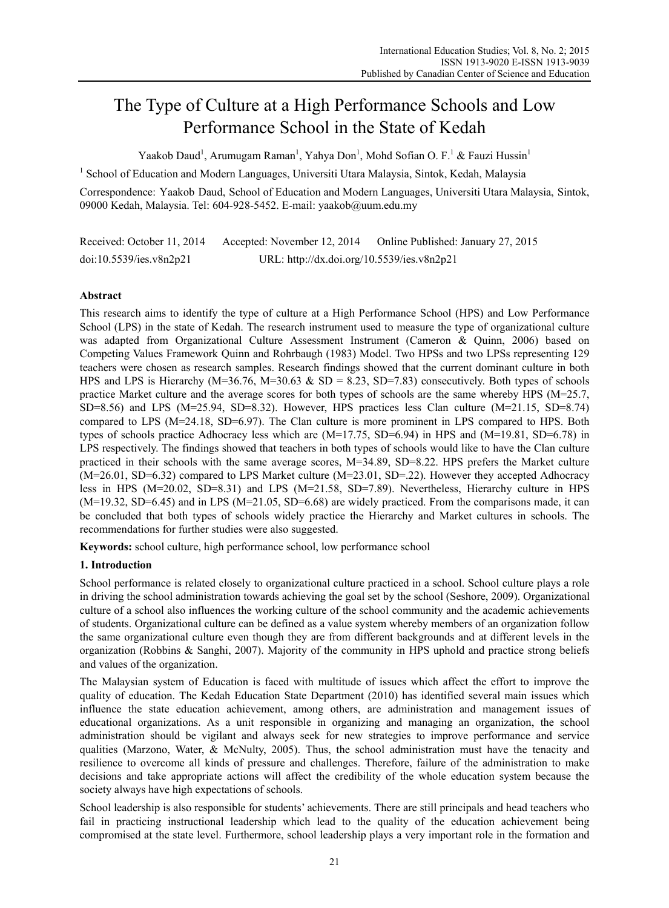# The Type of Culture at a High Performance Schools and Low Performance School in the State of Kedah

Yaakob Daud[1], Arumugam Raman[1], Yahya Don[1], Mohd Sofian O. F.[1] & Fauzi Hussin[1]

[1] School of Education and Modern Languages, Universiti Utara Malaysia, Sintok, Kedah, Malaysia

Correspondence: Yaakob Daud, School of Education and Modern Languages, Universiti Utara Malaysia, Sintok, 09000 Kedah, Malaysia. Tel: 604-928-5452. E-mail: yaakob@uum.edu.my

Received: October 11, 2014 Accepted: November 12, 2014 Online Published: January 27, 2015

doi:10.5539/ies.v8n2p21 URL: http://dx.doi.org/10.5539/ies.v8n2p21

## Abstract

This research aims to identify the type of culture at a High Performance School (HPS) and Low Performance School (LPS) in the state of Kedah. The research instrument used to measure the type of organizational culture was adapted from Organizational Culture Assessment Instrument (Cameron & Quinn, 2006) based on Competing Values Framework Quinn and Rohrbaugh (1983) Model. Two HPSs and two LPSs representing 129 teachers were chosen as research samples. Research findings showed that the current dominant culture in both HPS and LPS is Hierarchy (M=36.76, M=30.63 & SD = 8.23, SD=7.83) consecutively. Both types of schools practice Market culture and the average scores for both types of schools are the same whereby HPS (M=25.7, SD=8.56) and LPS (M=25.94, SD=8.32). However, HPS practices less Clan culture (M=21.15, SD=8.74) compared to LPS (M=24.18, SD=6.97). The Clan culture is more prominent in LPS compared to HPS. Both types of schools practice Adhocracy less which are (M=17.75, SD=6.94) in HPS and (M=19.81, SD=6.78) in LPS respectively. The findings showed that teachers in both types of schools would like to have the Clan culture practiced in their schools with the same average scores, M=34.89, SD=8.22. HPS prefers the Market culture (M=26.01, SD=6.32) compared to LPS Market culture (M=23.01, SD=.22). However they accepted Adhocracy less in HPS (M=20.02, SD=8.31) and LPS (M=21.58, SD=7.89). Nevertheless, Hierarchy culture in HPS (M=19.32, SD=6.45) and in LPS (M=21.05, SD=6.68) are widely practiced. From the comparisons made, it can be concluded that both types of schools widely practice the Hierarchy and Market cultures in schools. The recommendations for further studies were also suggested.

**Keywords:** school culture, high performance school, low performance school

## 1. Introduction

School performance is related closely to organizational culture practiced in a school. School culture plays a role in driving the school administration towards achieving the goal set by the school (Seshore, 2009). Organizational culture of a school also influences the working culture of the school community and the academic achievements of students. Organizational culture can be defined as a value system whereby members of an organization follow the same organizational culture even though they are from different backgrounds and at different levels in the organization (Robbins & Sanghi, 2007). Majority of the community in HPS uphold and practice strong beliefs and values of the organization.

The Malaysian system of Education is faced with multitude of issues which affect the effort to improve the quality of education. The Kedah Education State Department (2010) has identified several main issues which influence the state education achievement, among others, are administration and management issues of educational organizations. As a unit responsible in organizing and managing an organization, the school administration should be vigilant and always seek for new strategies to improve performance and service qualities (Marzono, Water, & McNulty, 2005). Thus, the school administration must have the tenacity and resilience to overcome all kinds of pressure and challenges. Therefore, failure of the administration to make decisions and take appropriate actions will affect the credibility of the whole education system because the society always have high expectations of schools.

School leadership is also responsible for students' achievements. There are still principals and head teachers who fail in practicing instructional leadership which lead to the quality of the education achievement being compromised at the state level. Furthermore, school leadership plays a very important role in the formation and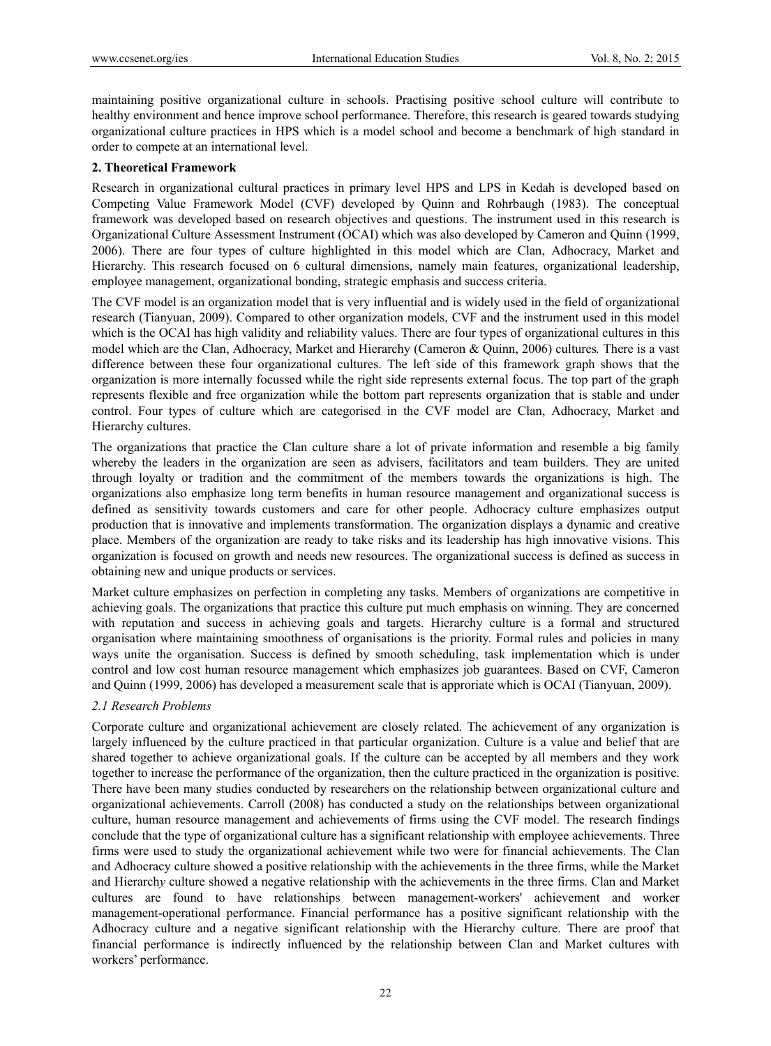maintaining positive organizational culture in schools. Practising positive school culture will contribute to healthy environment and hence improve school performance. Therefore, this research is geared towards studying organizational culture practices in HPS which is a model school and become a benchmark of high standard in order to compete at an international level.

## 2. Theoretical Framework

Research in organizational cultural practices in primary level HPS and LPS in Kedah is developed based on Competing Value Framework Model (CVF) developed by Quinn and Rohrbaugh (1983). The conceptual framework was developed based on research objectives and questions. The instrument used in this research is Organizational Culture Assessment Instrument (OCAI) which was also developed by Cameron and Quinn (1999, 2006). There are four types of culture highlighted in this model which are Clan, Adhocracy, Market and Hierarchy. This research focused on 6 cultural dimensions, namely main features, organizational leadership, employee management, organizational bonding, strategic emphasis and success criteria.

The CVF model is an organization model that is very influential and is widely used in the field of organizational research (Tianyuan, 2009). Compared to other organization models, CVF and the instrument used in this model which is the OCAI has high validity and reliability values. There are four types of organizational cultures in this model which are the Clan, Adhocracy, Market and Hierarchy (Cameron & Quinn, 2006) cultures*.* There is a vast difference between these four organizational cultures. The left side of this framework graph shows that the organization is more internally focussed while the right side represents external focus. The top part of the graph represents flexible and free organization while the bottom part represents organization that is stable and under control. Four types of culture which are categorised in the CVF model are Clan, Adhocracy, Market and Hierarchy cultures.

The organizations that practice the Clan culture share a lot of private information and resemble a big family whereby the leaders in the organization are seen as advisers, facilitators and team builders. They are united through loyalty or tradition and the commitment of the members towards the organizations is high. The organizations also emphasize long term benefits in human resource management and organizational success is defined as sensitivity towards customers and care for other people. Adhocracy culture emphasizes output production that is innovative and implements transformation. The organization displays a dynamic and creative place. Members of the organization are ready to take risks and its leadership has high innovative visions. This organization is focused on growth and needs new resources. The organizational success is defined as success in obtaining new and unique products or services.

Market culture emphasizes on perfection in completing any tasks. Members of organizations are competitive in achieving goals. The organizations that practice this culture put much emphasis on winning. They are concerned with reputation and success in achieving goals and targets. Hierarchy culture is a formal and structured organisation where maintaining smoothness of organisations is the priority. Formal rules and policies in many ways unite the organisation. Success is defined by smooth scheduling, task implementation which is under control and low cost human resource management which emphasizes job guarantees. Based on CVF, Cameron and Quinn (1999, 2006) has developed a measurement scale that is approriate which is OCAI (Tianyuan, 2009).

### *2.1 Research Problems*

Corporate culture and organizational achievement are closely related. The achievement of any organization is largely influenced by the culture practiced in that particular organization. Culture is a value and belief that are shared together to achieve organizational goals. If the culture can be accepted by all members and they work together to increase the performance of the organization, then the culture practiced in the organization is positive. There have been many studies conducted by researchers on the relationship between organizational culture and organizational achievements. Carroll (2008) has conducted a study on the relationships between organizational culture, human resource management and achievements of firms using the CVF model. The research findings conclude that the type of organizational culture has a significant relationship with employee achievements. Three firms were used to study the organizational achievement while two were for financial achievements. The Clan and Adhocracy culture showed a positive relationship with the achievements in the three firms, while the Market and Hierarch*y* culture showed a negative relationship with the achievements in the three firms. Clan and Market cultures are found to have relationships between management-workers' achievement and worker management-operational performance. Financial performance has a positive significant relationship with the Adhocracy culture and a negative significant relationship with the Hierarchy culture. There are proof that financial performance is indirectly influenced by the relationship between Clan and Market cultures with workers' performance.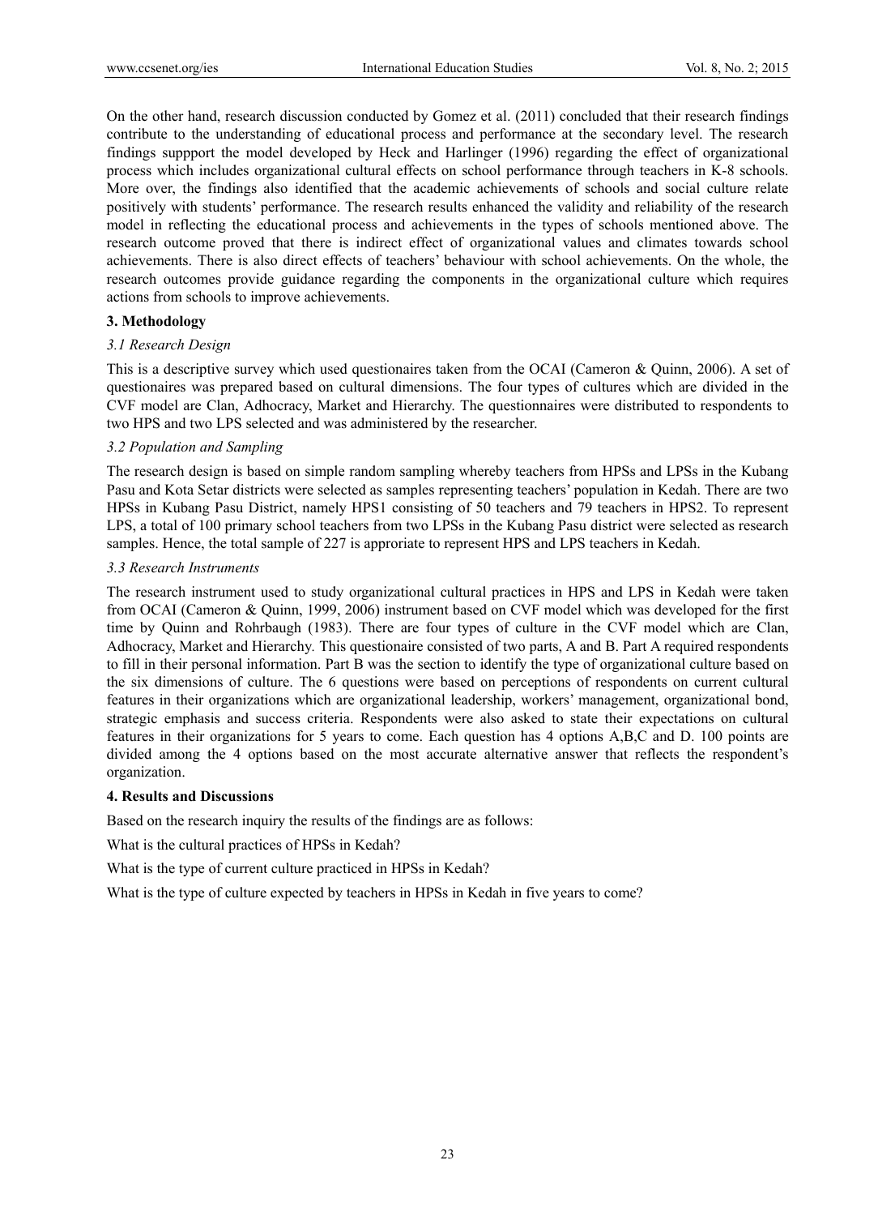On the other hand, research discussion conducted by Gomez et al. (2011) concluded that their research findings contribute to the understanding of educational process and performance at the secondary level. The research findings suppport the model developed by Heck and Harlinger (1996) regarding the effect of organizational process which includes organizational cultural effects on school performance through teachers in K-8 schools. More over, the findings also identified that the academic achievements of schools and social culture relate positively with students' performance. The research results enhanced the validity and reliability of the research model in reflecting the educational process and achievements in the types of schools mentioned above. The research outcome proved that there is indirect effect of organizational values and climates towards school achievements. There is also direct effects of teachers' behaviour with school achievements. On the whole, the research outcomes provide guidance regarding the components in the organizational culture which requires actions from schools to improve achievements.

## 3. Methodology

### *3.1 Research Design*

This is a descriptive survey which used questionaires taken from the OCAI (Cameron & Quinn, 2006). A set of questionaires was prepared based on cultural dimensions. The four types of cultures which are divided in the CVF model are Clan, Adhocracy, Market and Hierarchy. The questionnaires were distributed to respondents to two HPS and two LPS selected and was administered by the researcher.

### *3.2 Population and Sampling*

The research design is based on simple random sampling whereby teachers from HPSs and LPSs in the Kubang Pasu and Kota Setar districts were selected as samples representing teachers' population in Kedah. There are two HPSs in Kubang Pasu District, namely HPS1 consisting of 50 teachers and 79 teachers in HPS2. To represent LPS, a total of 100 primary school teachers from two LPSs in the Kubang Pasu district were selected as research samples. Hence, the total sample of 227 is approriate to represent HPS and LPS teachers in Kedah.

### *3.3 Research Instruments*

The research instrument used to study organizational cultural practices in HPS and LPS in Kedah were taken from OCAI (Cameron & Quinn, 1999, 2006) instrument based on CVF model which was developed for the first time by Quinn and Rohrbaugh (1983). There are four types of culture in the CVF model which are Clan, Adhocracy, Market and Hierarchy. This questionaire consisted of two parts, A and B. Part A required respondents to fill in their personal information. Part B was the section to identify the type of organizational culture based on the six dimensions of culture. The 6 questions were based on perceptions of respondents on current cultural features in their organizations which are organizational leadership, workers' management, organizational bond, strategic emphasis and success criteria. Respondents were also asked to state their expectations on cultural features in their organizations for 5 years to come. Each question has 4 options A,B,C and D. 100 points are divided among the 4 options based on the most accurate alternative answer that reflects the respondent's organization.

## 4. Results and Discussions

Based on the research inquiry the results of the findings are as follows:

What is the cultural practices of HPSs in Kedah?

What is the type of current culture practiced in HPSs in Kedah?

What is the type of culture expected by teachers in HPSs in Kedah in five years to come?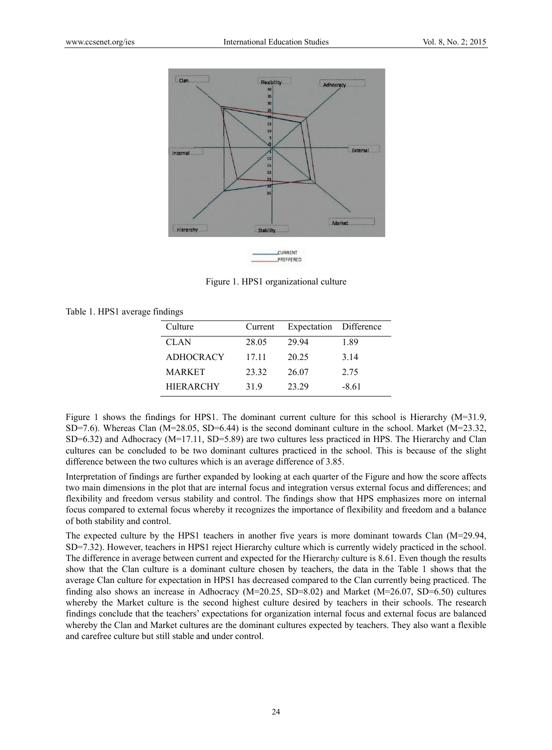Figure 1. HPS1 organizational culture

Table 1. HPS1 average findings

| Culture | Current | Expectation | Difference |
|---|---|---|---|
| CLAN | 28.05 | 29.94 | 1.89 |
| ADHOCRACY | 17.11 | 20.25 | 3.14 |
| MARKET | 23.32 | 26.07 | 2.75 |
| HIERARCHY | 31.9 | 23.29 | -8.61 |

Figure 1 shows the findings for HPS1. The dominant current culture for this school is Hierarchy (M=31.9, SD=7.6). Whereas Clan (M=28.05, SD=6.44) is the second dominant culture in the school. Market (M=23.32, SD=6.32) and Adhocracy (M=17.11, SD=5.89) are two cultures less practiced in HPS. The Hierarchy and Clan cultures can be concluded to be two dominant cultures practiced in the school. This is because of the slight difference between the two cultures which is an average difference of 3.85.

Interpretation of findings are further expanded by looking at each quarter of the Figure and how the score affects two main dimensions in the plot that are internal focus and integration versus external focus and differences; and flexibility and freedom versus stability and control. The findings show that HPS emphasizes more on internal focus compared to external focus whereby it recognizes the importance of flexibility and freedom and a balance of both stability and control.

The expected culture by the HPS1 teachers in another five years is more dominant towards Clan (M=29.94, SD=7.32). However, teachers in HPS1 reject Hierarchy culture which is currently widely practiced in the school. The difference in average between current and expected for the Hierarch*y* culture is 8.61. Even though the results show that the Clan culture is a dominant culture chosen by teachers, the data in the Table 1 shows that the average Clan culture for expectation in HPS1 has decreased compared to the Clan currently being practiced. The finding also shows an increase in Adhocracy (M=20.25, SD=8.02) and Market (M=26.07, SD=6.50) cultures whereby the Market culture is the second highest culture desired by teachers in their schools. The research findings conclude that the teachers' expectations for organization internal focus and external focus are balanced whereby the Clan and Market cultures are the dominant cultures expected by teachers. They also want a flexible and carefree culture but still stable and under control.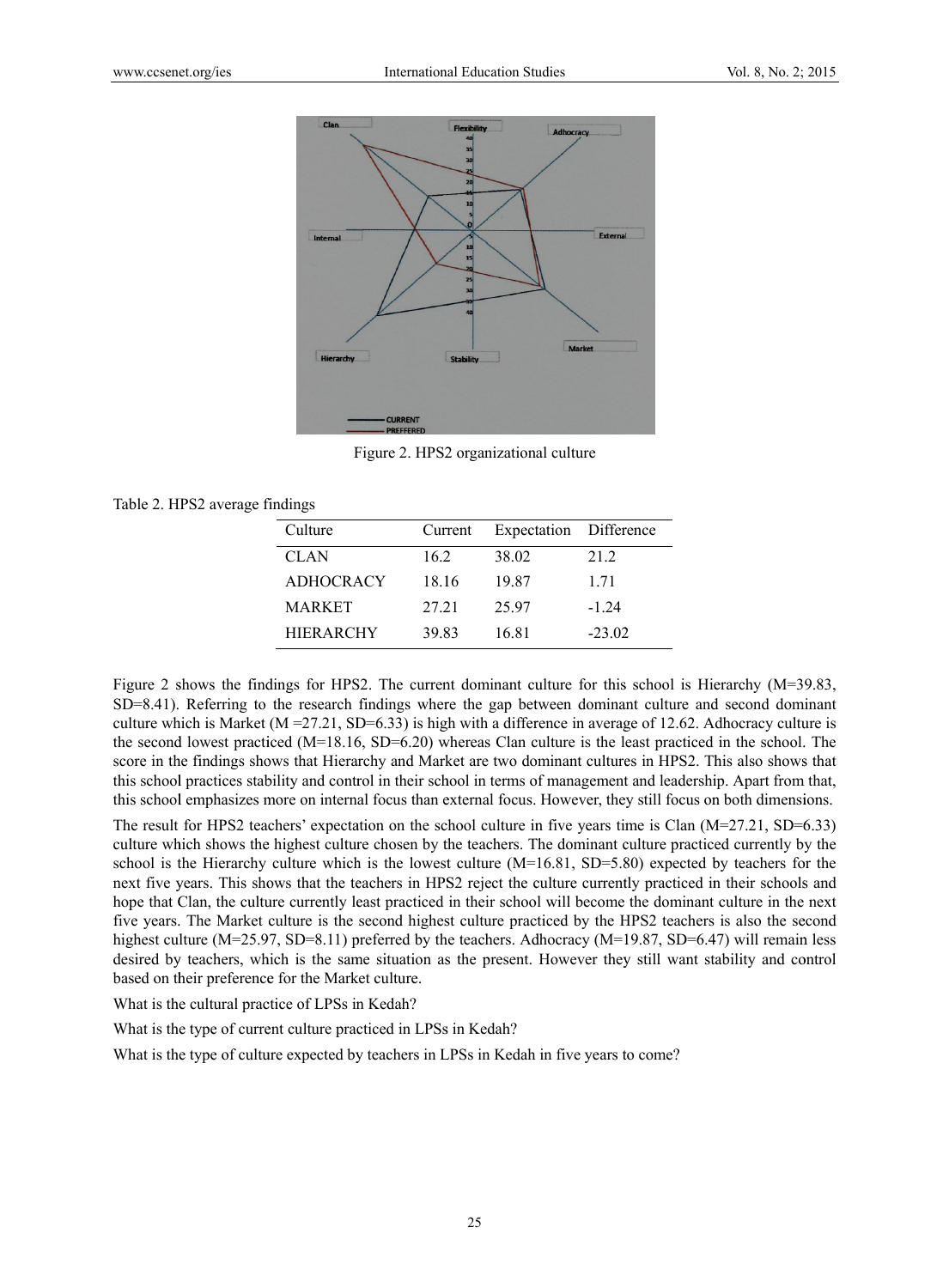Figure 2. HPS2 organizational culture

Table 2. HPS2 average findings

| Culture | Current | Expectation | Difference |
|---|---|---|---|
| CLAN | 16.2 | 38.02 | 21.2 |
| ADHOCRACY | 18.16 | 19.87 | 1.71 |
| MARKET | 27.21 | 25.97 | -1.24 |
| HIERARCHY | 39.83 | 16.81 | -23.02 |

Figure 2 shows the findings for HPS2. The current dominant culture for this school is Hierarchy (M=39.83, SD=8.41). Referring to the research findings where the gap between dominant culture and second dominant culture which is Market (M =27.21, SD=6.33) is high with a difference in average of 12.62. Adhocracy culture is the second lowest practiced (M=18.16, SD=6.20) whereas Clan culture is the least practiced in the school. The score in the findings shows that Hierarchy and Market are two dominant cultures in HPS2. This also shows that this school practices stability and control in their school in terms of management and leadership. Apart from that, this school emphasizes more on internal focus than external focus. However, they still focus on both dimensions.

The result for HPS2 teachers' expectation on the school culture in five years time is Clan (M=27.21, SD=6.33) culture which shows the highest culture chosen by the teachers. The dominant culture practiced currently by the school is the Hierarchy culture which is the lowest culture (M=16.81, SD=5.80) expected by teachers for the next five years. This shows that the teachers in HPS2 reject the culture currently practiced in their schools and hope that Clan, the culture currently least practiced in their school will become the dominant culture in the next five years. The Market culture is the second highest culture practiced by the HPS2 teachers is also the second highest culture (M=25.97, SD=8.11) preferred by the teachers. Adhocracy (M=19.87, SD=6.47) will remain less desired by teachers, which is the same situation as the present. However they still want stability and control based on their preference for the Market culture.

What is the cultural practice of LPSs in Kedah?

What is the type of current culture practiced in LPSs in Kedah?

What is the type of culture expected by teachers in LPSs in Kedah in five years to come?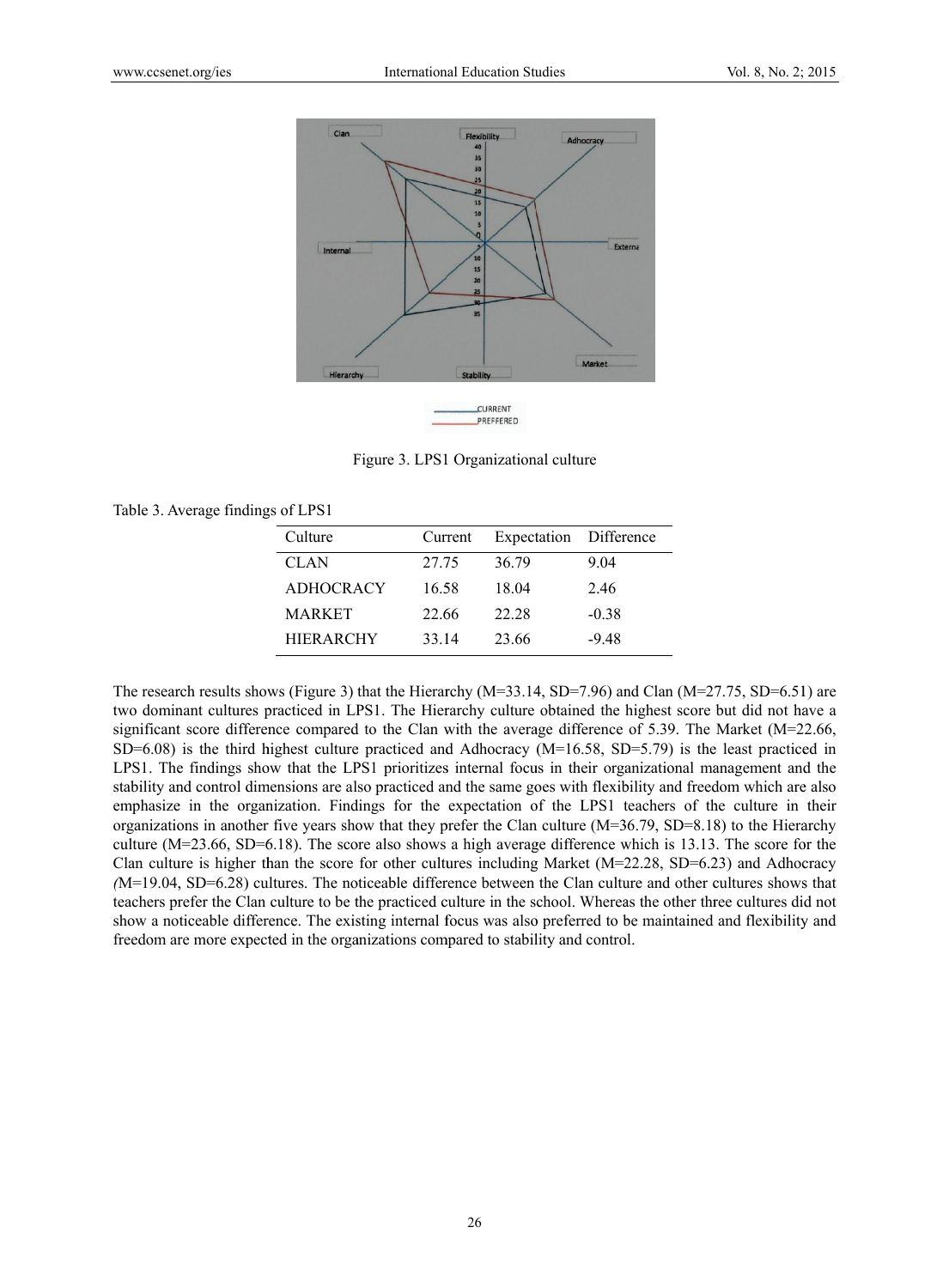Figure 3. LPS1 Organizational culture

Table 3. Average findings of LPS1

| Culture | Current | Expectation | Difference |
|---|---|---|---|
| CLAN | 27.75 | 36.79 | 9.04 |
| ADHOCRACY | 16.58 | 18.04 | 2.46 |
| MARKET | 22.66 | 22.28 | -0.38 |
| HIERARCHY | 33.14 | 23.66 | -9.48 |

The research results shows (Figure 3) that the Hierarchy (M=33.14, SD=7.96) and Clan (M=27.75, SD=6.51) are two dominant cultures practiced in LPS1. The Hierarchy culture obtained the highest score but did not have a significant score difference compared to the Clan with the average difference of 5.39. The Market (M=22.66, SD=6.08) is the third highest culture practiced and Adhocracy (M=16.58, SD=5.79) is the least practiced in LPS1. The findings show that the LPS1 prioritizes internal focus in their organizational management and the stability and control dimensions are also practiced and the same goes with flexibility and freedom which are also emphasize in the organization. Findings for the expectation of the LPS1 teachers of the culture in their organizations in another five years show that they prefer the Clan culture (M=36.79, SD=8.18) to the Hierarchy culture (M=23.66, SD=6.18). The score also shows a high average difference which is 13.13. The score for the Clan culture is higher than the score for other cultures including Market (M=22.28, SD=6.23) and Adhocracy (M=19.04, SD=6.28) cultures. The noticeable difference between the Clan culture and other cultures shows that teachers prefer the Clan culture to be the practiced culture in the school. Whereas the other three cultures did not show a noticeable difference. The existing internal focus was also preferred to be maintained and flexibility and freedom are more expected in the organizations compared to stability and control.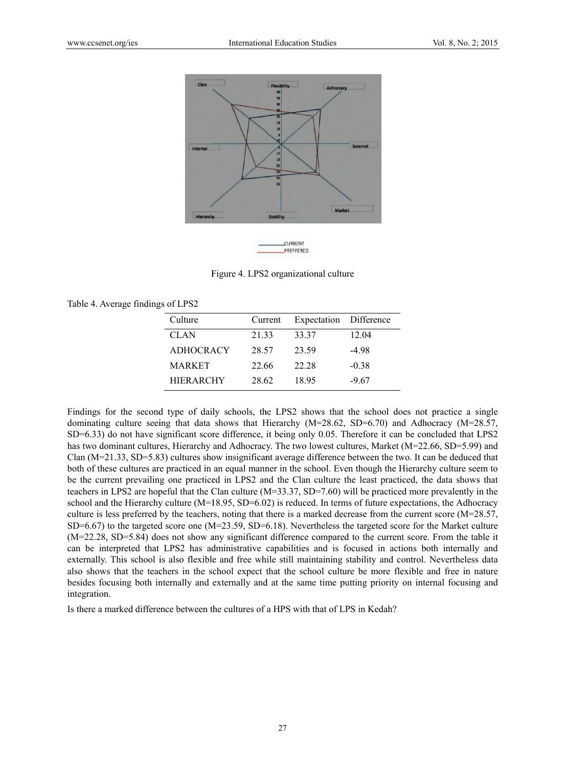Figure 4. LPS2 organizational culture

Table 4. Average findings of LPS2

| Culture | Current | Expectation | Difference |
|---|---|---|---|
| CLAN | 21.33 | 33.37 | 12.04 |
| ADHOCRACY | 28.57 | 23.59 | -4.98 |
| MARKET | 22.66 | 22.28 | -0.38 |
| HIERARCHY | 28.62 | 18.95 | -9.67 |

Findings for the second type of daily schools, the LPS2 shows that the school does not practice a single dominating culture seeing that data shows that Hierarchy (M=28.62, SD=6.70) and Adhocracy (M=28.57, SD=6.33) do not have significant score difference, it being only 0.05. Therefore it can be concluded that LPS2 has two dominant cultures, Hierarchy and Adhocracy. The two lowest cultures, Market (M=22.66, SD=5.99) and Clan (M=21.33, SD=5.83) cultures show insignificant average difference between the two. It can be deduced that both of these cultures are practiced in an equal manner in the school. Even though the Hierarchy culture seem to be the current prevailing one practiced in LPS2 and the Clan culture the least practiced, the data shows that teachers in LPS2 are hopeful that the Clan culture (M=33.37, SD=7.60) will be practiced more prevalently in the school and the Hierarchy culture (M=18.95, SD=6.02) is reduced. In terms of future expectations, the Adhocracy culture is less preferred by the teachers, noting that there is a marked decrease from the current score (M=28.57, SD=6.67) to the targeted score one (M=23.59, SD=6.18). Nevertheless the targeted score for the Market culture (M=22.28, SD=5.84) does not show any significant difference compared to the current score. From the table it can be interpreted that LPS2 has administrative capabilities and is focused in actions both internally and externally. This school is also flexible and free while still maintaining stability and control. Nevertheless data also shows that the teachers in the school expect that the school culture be more flexible and free in nature besides focusing both internally and externally and at the same time putting priority on internal focusing and integration.

Is there a marked difference between the cultures of a HPS with that of LPS in Kedah?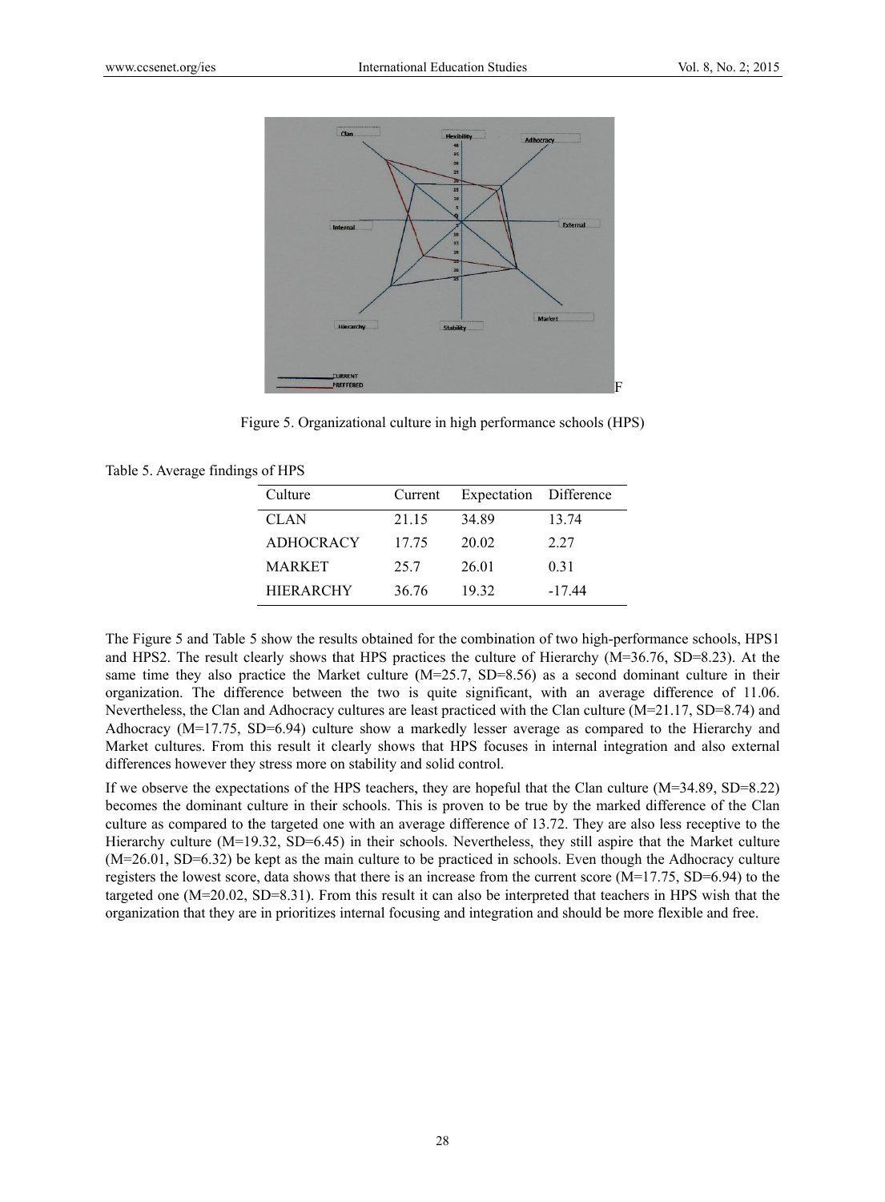Figure 5. Organizational culture in high performance schools (HPS)

Table 5. Average findings of HPS

| Culture | Current | Expectation | Difference |
|---|---|---|---|
| CLAN | 21.15 | 34.89 | 13.74 |
| ADHOCRACY | 17.75 | 20.02 | 2.27 |
| MARKET | 25.7 | 26.01 | 0.31 |
| HIERARCHY | 36.76 | 19.32 | -17.44 |

The Figure 5 and Table 5 show the results obtained for the combination of two high-performance schools, HPS1 and HPS2. The result clearly shows that HPS practices the culture of Hierarchy (M=36.76, SD=8.23). At the same time they also practice the Market culture (M=25.7, SD=8.56) as a second dominant culture in their organization. The difference between the two is quite significant, with an average difference of 11.06. Nevertheless, the Clan and Adhocracy cultures are least practiced with the Clan culture (M=21.17, SD=8.74) and Adhocracy (M=17.75, SD=6.94) culture show a markedly lesser average as compared to the Hierarchy and Market cultures. From this result it clearly shows that HPS focuses in internal integration and also external differences however they stress more on stability and solid control.

If we observe the expectations of the HPS teachers, they are hopeful that the Clan culture (M=34.89, SD=8.22) becomes the dominant culture in their schools. This is proven to be true by the marked difference of the Clan culture as compared to the targeted one with an average difference of 13.72. They are also less receptive to the Hierarchy culture (M=19.32, SD=6.45) in their schools. Nevertheless, they still aspire that the Market culture (M=26.01, SD=6.32) be kept as the main culture to be practiced in schools. Even though the Adhocracy culture registers the lowest score, data shows that there is an increase from the current score (M=17.75, SD=6.94) to the targeted one (M=20.02, SD=8.31). From this result it can also be interpreted that teachers in HPS wish that the organization that they are in prioritizes internal focusing and integration and should be more flexible and free.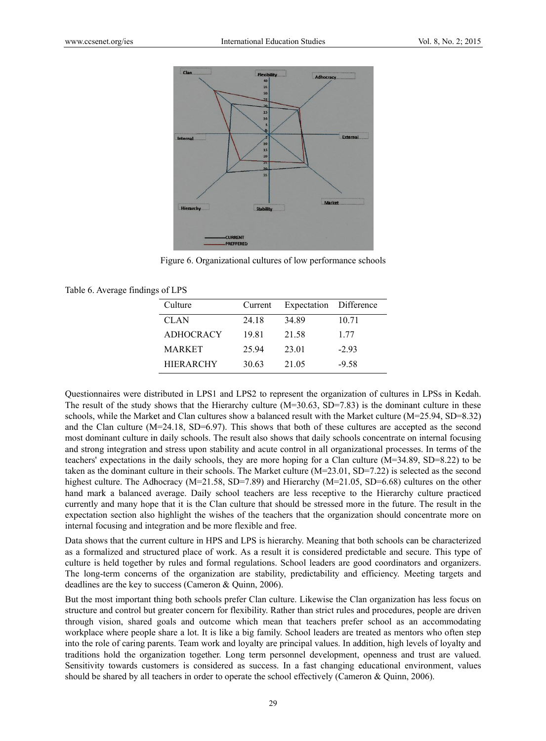Figure 6. Organizational cultures of low performance schools

Table 6. Average findings of LPS

| Culture | Current | Expectation | Difference |
|---|---|---|---|
| CLAN | 24.18 | 34.89 | 10.71 |
| ADHOCRACY | 19.81 | 21.58 | 1.77 |
| MARKET | 25.94 | 23.01 | -2.93 |
| HIERARCHY | 30.63 | 21.05 | -9.58 |

Questionnaires were distributed in LPS1 and LPS2 to represent the organization of cultures in LPSs in Kedah. The result of the study shows that the Hierarchy culture (M=30.63, SD=7.83) is the dominant culture in these schools, while the Market and Clan cultures show a balanced result with the Market culture (M=25.94, SD=8.32) and the Clan culture (M=24.18, SD=6.97). This shows that both of these cultures are accepted as the second most dominant culture in daily schools. The result also shows that daily schools concentrate on internal focusing and strong integration and stress upon stability and acute control in all organizational processes. In terms of the teachers' expectations in the daily schools, they are more hoping for a Clan culture (M=34.89, SD=8.22) to be taken as the dominant culture in their schools. The Market culture (M=23.01, SD=7.22) is selected as the second highest culture. The Adhocracy (M=21.58, SD=7.89) and Hierarchy (M=21.05, SD=6.68) cultures on the other hand mark a balanced average. Daily school teachers are less receptive to the Hierarchy culture practiced currently and many hope that it is the Clan culture that should be stressed more in the future. The result in the expectation section also highlight the wishes of the teachers that the organization should concentrate more on internal focusing and integration and be more flexible and free.

Data shows that the current culture in HPS and LPS is hierarchy. Meaning that both schools can be characterized as a formalized and structured place of work. As a result it is considered predictable and secure. This type of culture is held together by rules and formal regulations. School leaders are good coordinators and organizers. The long-term concerns of the organization are stability, predictability and efficiency. Meeting targets and deadlines are the key to success (Cameron & Quinn, 2006).

But the most important thing both schools prefer Clan culture. Likewise the Clan organization has less focus on structure and control but greater concern for flexibility. Rather than strict rules and procedures, people are driven through vision, shared goals and outcome which mean that teachers prefer school as an accommodating workplace where people share a lot. It is like a big family. School leaders are treated as mentors who often step into the role of caring parents. Team work and loyalty are principal values. In addition, high levels of loyalty and traditions hold the organization together. Long term personnel development, openness and trust are valued. Sensitivity towards customers is considered as success. In a fast changing educational environment, values should be shared by all teachers in order to operate the school effectively (Cameron & Quinn, 2006).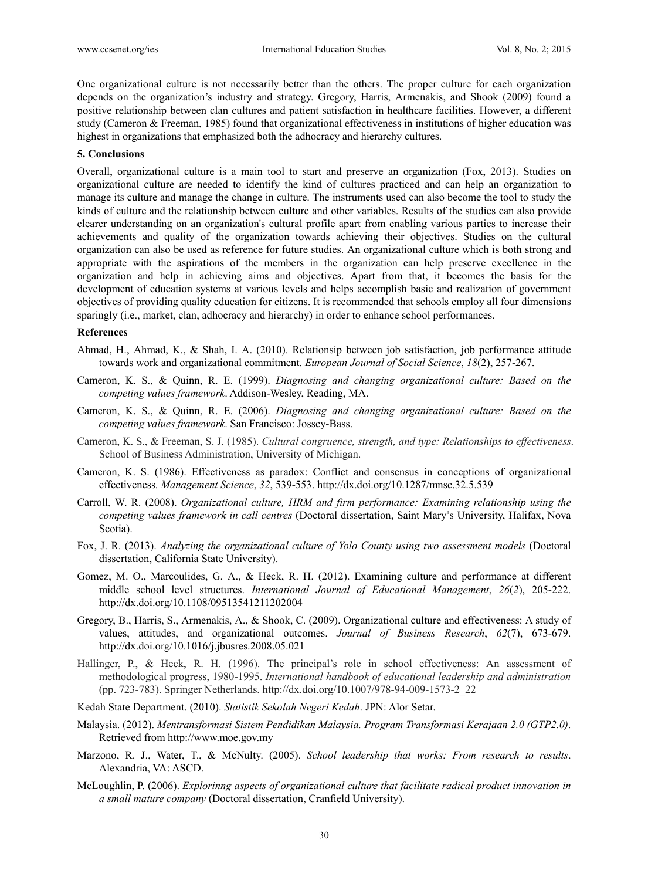One organizational culture is not necessarily better than the others. The proper culture for each organization depends on the organization's industry and strategy. Gregory, Harris, Armenakis, and Shook (2009) found a positive relationship between clan cultures and patient satisfaction in healthcare facilities. However, a different study (Cameron & Freeman, 1985) found that organizational effectiveness in institutions of higher education was highest in organizations that emphasized both the adhocracy and hierarchy cultures.

## 5. Conclusions

Overall, organizational culture is a main tool to start and preserve an organization (Fox, 2013). Studies on organizational culture are needed to identify the kind of cultures practiced and can help an organization to manage its culture and manage the change in culture. The instruments used can also become the tool to study the kinds of culture and the relationship between culture and other variables. Results of the studies can also provide clearer understanding on an organization's cultural profile apart from enabling various parties to increase their achievements and quality of the organization towards achieving their objectives. Studies on the cultural organization can also be used as reference for future studies. An organizational culture which is both strong and appropriate with the aspirations of the members in the organization can help preserve excellence in the organization and help in achieving aims and objectives. Apart from that, it becomes the basis for the development of education systems at various levels and helps accomplish basic and realization of government objectives of providing quality education for citizens. It is recommended that schools employ all four dimensions sparingly (i.e., market, clan, adhocracy and hierarchy) in order to enhance school performances.

## References

Ahmad, H., Ahmad, K., & Shah, I. A. (2010). Relationsip between job satisfaction, job performance attitude towards work and organizational commitment. *European Journal of Social Science*, *18*(2), 257-267.

Cameron, K. S., & Quinn, R. E. (1999). *Diagnosing and changing organizational culture: Based on the competing values framework*. Addison-Wesley, Reading, MA.

Cameron, K. S., & Quinn, R. E. (2006). *Diagnosing and changing organizational culture: Based on the competing values framework*. San Francisco: Jossey-Bass.

Cameron, K. S., & Freeman, S. J. (1985). *Cultural congruence, strength, and type: Relationships to effectiveness*. School of Business Administration, University of Michigan.

Cameron, K. S. (1986). Effectiveness as paradox: Conflict and consensus in conceptions of organizational effectiveness*. Management Science*, *32*, 539-553. http://dx.doi.org/10.1287/mnsc.32.5.539

Carroll, W. R. (2008). *Organizational culture, HRM and firm performance: Examining relationship using the competing values framework in call centres* (Doctoral dissertation, Saint Mary's University, Halifax, Nova Scotia).

Fox, J. R. (2013). *Analyzing the organizational culture of Yolo County using two assessment models* (Doctoral dissertation, California State University).

Gomez, M. O., Marcoulides, G. A., & Heck, R. H. (2012). Examining culture and performance at different middle school level structures. *International Journal of Educational Management*, *26*(*2*), 205-222. http://dx.doi.org/10.1108/09513541211202004

Gregory, B., Harris, S., Armenakis, A., & Shook, C. (2009). Organizational culture and effectiveness: A study of values, attitudes, and organizational outcomes. *Journal of Business Research*, *62*(7), 673-679. http://dx.doi.org/10.1016/j.jbusres.2008.05.021

Hallinger, P., & Heck, R. H. (1996). The principal's role in school effectiveness: An assessment of methodological progress, 1980-1995. *International handbook of educational leadership and administration* (pp. 723-783). Springer Netherlands. http://dx.doi.org/10.1007/978-94-009-1573-2_22

Kedah State Department. (2010). *Statistik Sekolah Negeri Kedah*. JPN: Alor Setar.

Malaysia. (2012). *Mentransformasi Sistem Pendidikan Malaysia. Program Transformasi Kerajaan 2.0 (GTP2.0)*. Retrieved from http://www.moe.gov.my

Marzono, R. J., Water, T., & McNulty. (2005). *School leadership that works: From research to results*. Alexandria, VA: ASCD.

McLoughlin, P. (2006). *Explorinng aspects of organizational culture that facilitate radical product innovation in a small mature company* (Doctoral dissertation, Cranfield University).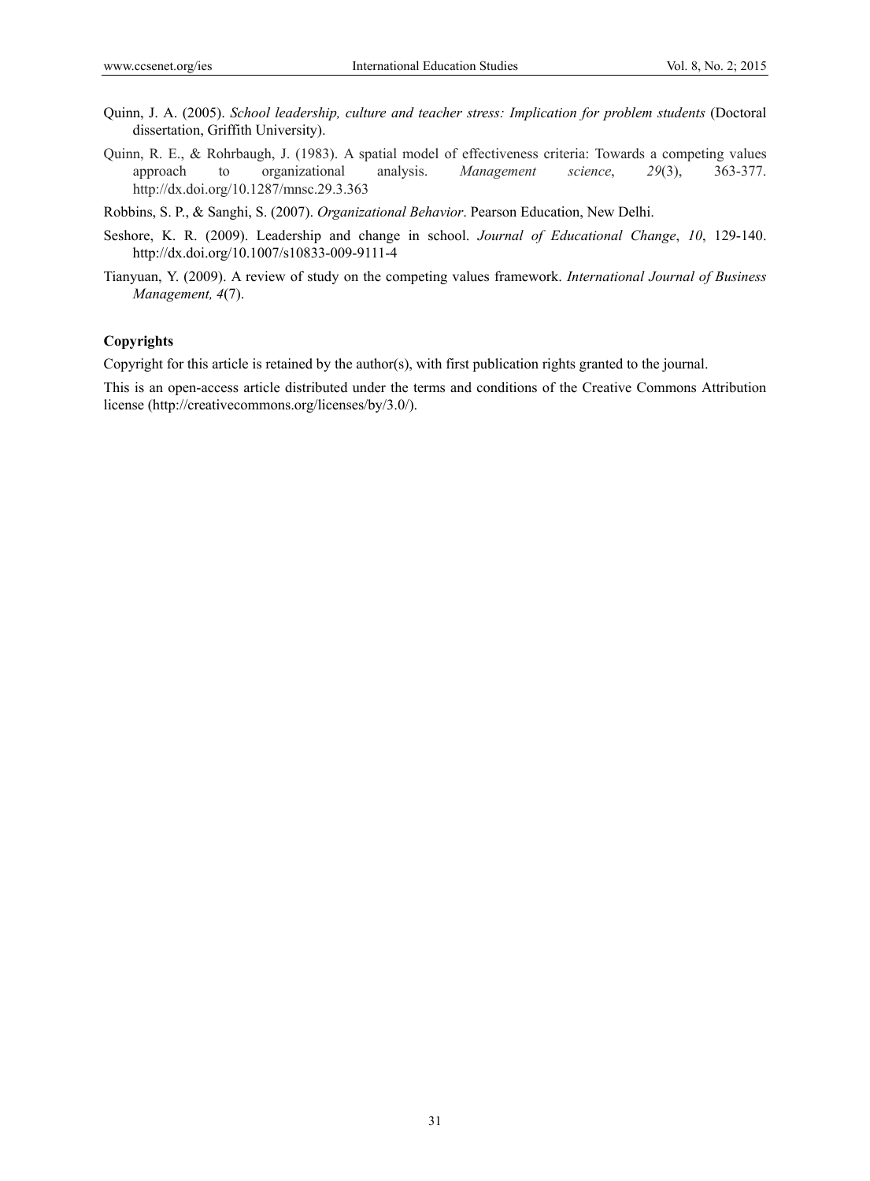Quinn, J. A. (2005). *School leadership, culture and teacher stress: Implication for problem students* (Doctoral dissertation, Griffith University).

Quinn, R. E., & Rohrbaugh, J. (1983). A spatial model of effectiveness criteria: Towards a competing values approach to organizational analysis. *Management science*, *29*(3), 363-377. http://dx.doi.org/10.1287/mnsc.29.3.363

Robbins, S. P., & Sanghi, S. (2007). *Organizational Behavior*. Pearson Education, New Delhi.

Seshore, K. R. (2009). Leadership and change in school. *Journal of Educational Change*, *10*, 129-140. http://dx.doi.org/10.1007/s10833-009-9111-4

Tianyuan, Y. (2009). A review of study on the competing values framework. *International Journal of Business Management, 4*(7).

**Copyrights**

Copyright for this article is retained by the author(s), with first publication rights granted to the journal.

This is an open-access article distributed under the terms and conditions of the Creative Commons Attribution license (http://creativecommons.org/licenses/by/3.0/).